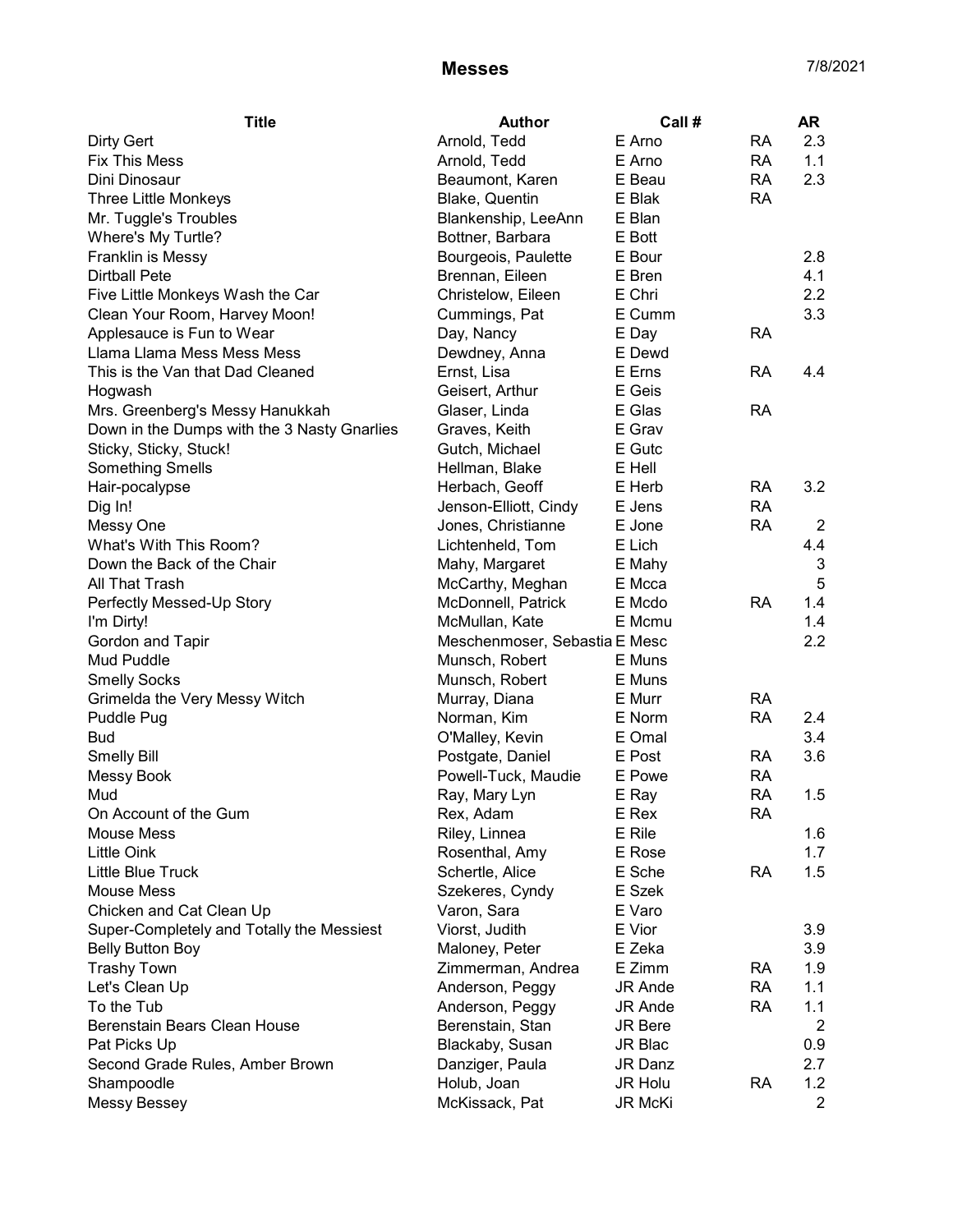# Messes

7/8/2021

| Title | Author | Call # | | AR |
|---|---|---|---|---|
| Dirty Gert | Arnold, Tedd | E Arno | RA | 2.3 |
| Fix This Mess | Arnold, Tedd | E Arno | RA | 1.1 |
| Dini Dinosaur | Beaumont, Karen | E Beau | RA | 2.3 |
| Three Little Monkeys | Blake, Quentin | E Blak | RA | |
| Mr. Tuggle's Troubles | Blankenship, LeeAnn | E Blan | | |
| Where's My Turtle? | Bottner, Barbara | E Bott | | |
| Franklin is Messy | Bourgeois, Paulette | E Bour | | 2.8 |
| Dirtball Pete | Brennan, Eileen | E Bren | | 4.1 |
| Five Little Monkeys Wash the Car | Christelow, Eileen | E Chri | | 2.2 |
| Clean Your Room, Harvey Moon! | Cummings, Pat | E Cumm | | 3.3 |
| Applesauce is Fun to Wear | Day, Nancy | E Day | RA | |
| Llama Llama Mess Mess Mess | Dewdney, Anna | E Dewd | | |
| This is the Van that Dad Cleaned | Ernst, Lisa | E Erns | RA | 4.4 |
| Hogwash | Geisert, Arthur | E Geis | | |
| Mrs. Greenberg's Messy Hanukkah | Glaser, Linda | E Glas | RA | |
| Down in the Dumps with the 3 Nasty Gnarlies | Graves, Keith | E Grav | | |
| Sticky, Sticky, Stuck! | Gutch, Michael | E Gutc | | |
| Something Smells | Hellman, Blake | E Hell | | |
| Hair-pocalypse | Herbach, Geoff | E Herb | RA | 3.2 |
| Dig In! | Jenson-Elliott, Cindy | E Jens | RA | |
| Messy One | Jones, Christianne | E Jone | RA | 2 |
| What's With This Room? | Lichtenheld, Tom | E Lich | | 4.4 |
| Down the Back of the Chair | Mahy, Margaret | E Mahy | | 3 |
| All That Trash | McCarthy, Meghan | E Mcca | | 5 |
| Perfectly Messed-Up Story | McDonnell, Patrick | E Mcdo | RA | 1.4 |
| I'm Dirty! | McMullan, Kate | E Mcmu | | 1.4 |
| Gordon and Tapir | Meschenmoser, Sebastia | E Mesc | | 2.2 |
| Mud Puddle | Munsch, Robert | E Muns | | |
| Smelly Socks | Munsch, Robert | E Muns | | |
| Grimelda the Very Messy Witch | Murray, Diana | E Murr | RA | |
| Puddle Pug | Norman, Kim | E Norm | RA | 2.4 |
| Bud | O'Malley, Kevin | E Omal | | 3.4 |
| Smelly Bill | Postgate, Daniel | E Post | RA | 3.6 |
| Messy Book | Powell-Tuck, Maudie | E Powe | RA | |
| Mud | Ray, Mary Lyn | E Ray | RA | 1.5 |
| On Account of the Gum | Rex, Adam | E Rex | RA | |
| Mouse Mess | Riley, Linnea | E Rile | | 1.6 |
| Little Oink | Rosenthal, Amy | E Rose | | 1.7 |
| Little Blue Truck | Schertle, Alice | E Sche | RA | 1.5 |
| Mouse Mess | Szekeres, Cyndy | E Szek | | |
| Chicken and Cat Clean Up | Varon, Sara | E Varo | | |
| Super-Completely and Totally the Messiest | Viorst, Judith | E Vior | | 3.9 |
| Belly Button Boy | Maloney, Peter | E Zeka | | 3.9 |
| Trashy Town | Zimmerman, Andrea | E Zimm | RA | 1.9 |
| Let's Clean Up | Anderson, Peggy | JR Ande | RA | 1.1 |
| To the Tub | Anderson, Peggy | JR Ande | RA | 1.1 |
| Berenstain Bears Clean House | Berenstain, Stan | JR Bere | | 2 |
| Pat Picks Up | Blackaby, Susan | JR Blac | | 0.9 |
| Second Grade Rules, Amber Brown | Danziger, Paula | JR Danz | | 2.7 |
| Shampoodle | Holub, Joan | JR Holu | RA | 1.2 |
| Messy Bessey | McKissack, Pat | JR McKi | | 2 |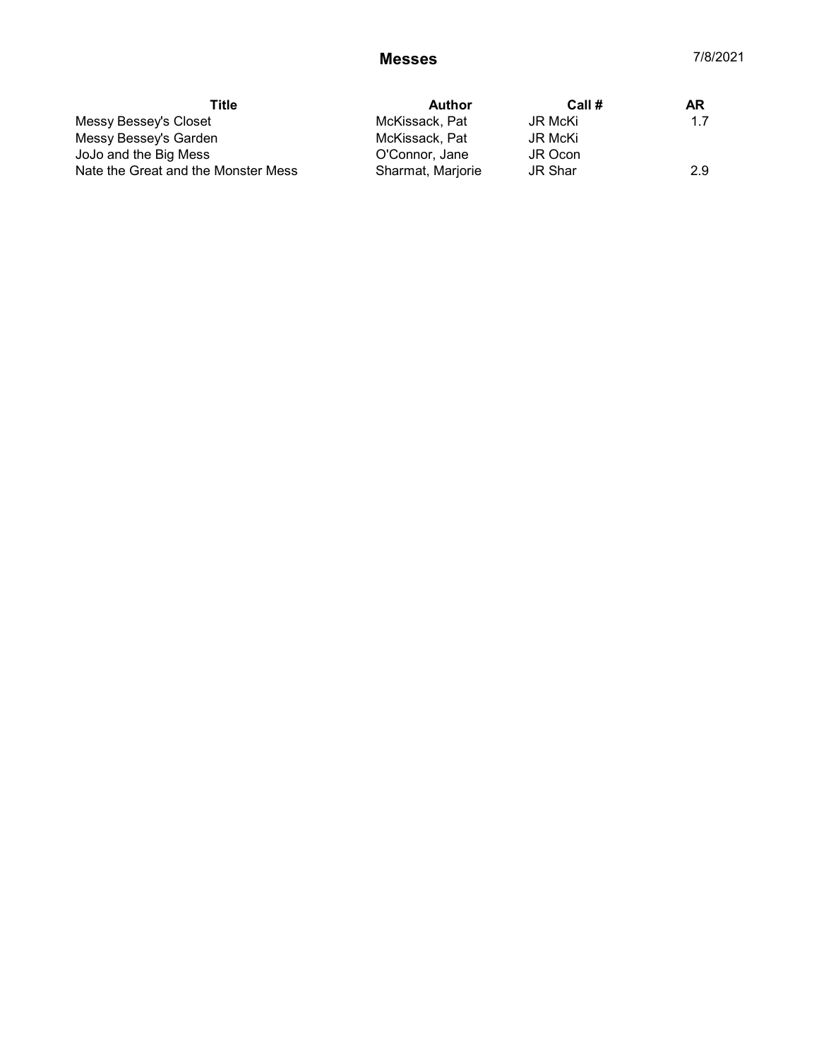# Messes

7/8/2021

| Title | Author | Call # | AR |
|---|---|---|---|
| Messy Bessey's Closet | McKissack, Pat | JR McKi | 1.7 |
| Messy Bessey's Garden | McKissack, Pat | JR McKi | |
| JoJo and the Big Mess | O'Connor, Jane | JR Ocon | |
| Nate the Great and the Monster Mess | Sharmat, Marjorie | JR Shar | 2.9 |